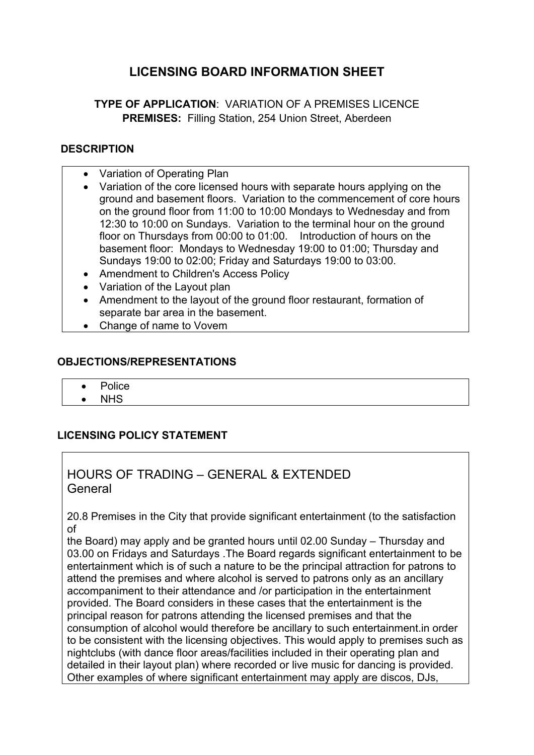# LICENSING BOARD INFORMATION SHEET

**TYPE OF APPLICATION**: VARIATION OF A PREMISES LICENCE

**PREMISES:** Filling Station, 254 Union Street, Aberdeen

### DESCRIPTION

- Variation of Operating Plan
- Variation of the core licensed hours with separate hours applying on the ground and basement floors. Variation to the commencement of core hours on the ground floor from 11:00 to 10:00 Mondays to Wednesday and from 12:30 to 10:00 on Sundays. Variation to the terminal hour on the ground floor on Thursdays from 00:00 to 01:00. Introduction of hours on the basement floor: Mondays to Wednesday 19:00 to 01:00; Thursday and Sundays 19:00 to 02:00; Friday and Saturdays 19:00 to 03:00.
- Amendment to Children's Access Policy
- Variation of the Layout plan
- Amendment to the layout of the ground floor restaurant, formation of separate bar area in the basement.
- Change of name to Vovem

### OBJECTIONS/REPRESENTATIONS

- Police
- NHS

### LICENSING POLICY STATEMENT

## HOURS OF TRADING – GENERAL & EXTENDED
General

20.8 Premises in the City that provide significant entertainment (to the satisfaction of
the Board) may apply and be granted hours until 02.00 Sunday – Thursday and 03.00 on Fridays and Saturdays .The Board regards significant entertainment to be entertainment which is of such a nature to be the principal attraction for patrons to attend the premises and where alcohol is served to patrons only as an ancillary accompaniment to their attendance and /or participation in the entertainment provided. The Board considers in these cases that the entertainment is the principal reason for patrons attending the licensed premises and that the consumption of alcohol would therefore be ancillary to such entertainment.in order to be consistent with the licensing objectives. This would apply to premises such as nightclubs (with dance floor areas/facilities included in their operating plan and detailed in their layout plan) where recorded or live music for dancing is provided. Other examples of where significant entertainment may apply are discos, DJs,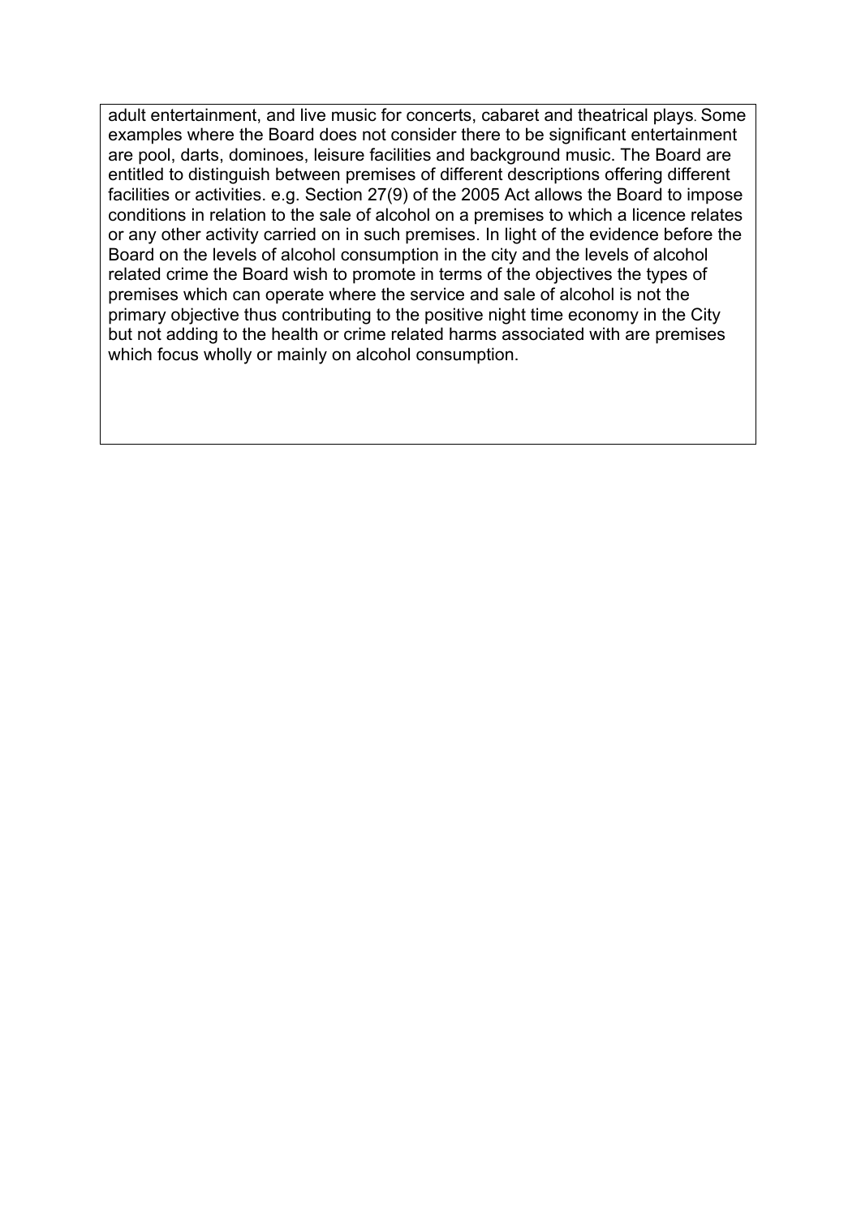adult entertainment, and live music for concerts, cabaret and theatrical plays. Some examples where the Board does not consider there to be significant entertainment are pool, darts, dominoes, leisure facilities and background music. The Board are entitled to distinguish between premises of different descriptions offering different facilities or activities. e.g. Section 27(9) of the 2005 Act allows the Board to impose conditions in relation to the sale of alcohol on a premises to which a licence relates or any other activity carried on in such premises. In light of the evidence before the Board on the levels of alcohol consumption in the city and the levels of alcohol related crime the Board wish to promote in terms of the objectives the types of premises which can operate where the service and sale of alcohol is not the primary objective thus contributing to the positive night time economy in the City but not adding to the health or crime related harms associated with are premises which focus wholly or mainly on alcohol consumption.